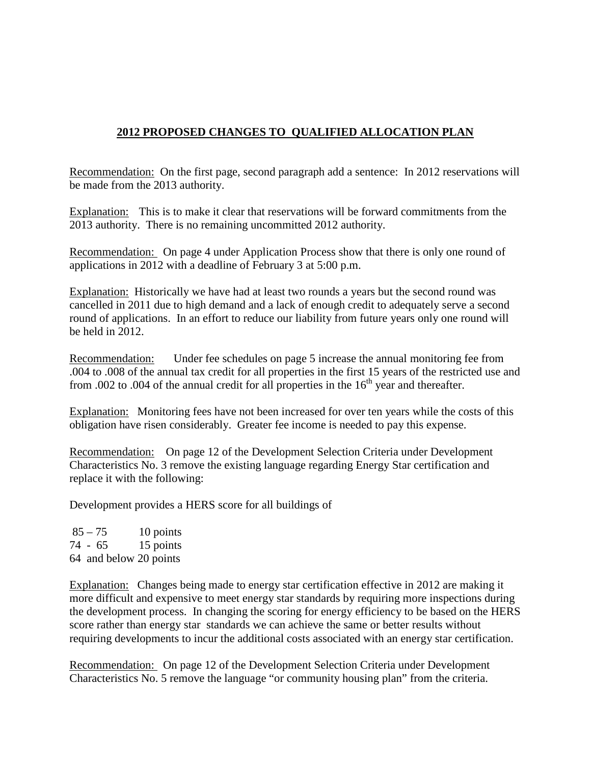## 2012 PROPOSED CHANGES TO QUALIFIED ALLOCATION PLAN

Recommendation: On the first page, second paragraph add a sentence: In 2012 reservations will be made from the 2013 authority.

Explanation: This is to make it clear that reservations will be forward commitments from the 2013 authority. There is no remaining uncommitted 2012 authority.

Recommendation: On page 4 under Application Process show that there is only one round of applications in 2012 with a deadline of February 3 at 5:00 p.m.

Explanation: Historically we have had at least two rounds a years but the second round was cancelled in 2011 due to high demand and a lack of enough credit to adequately serve a second round of applications. In an effort to reduce our liability from future years only one round will be held in 2012.

Recommendation: Under fee schedules on page 5 increase the annual monitoring fee from .004 to .008 of the annual tax credit for all properties in the first 15 years of the restricted use and from .002 to .004 of the annual credit for all properties in the 16th year and thereafter.

Explanation: Monitoring fees have not been increased for over ten years while the costs of this obligation have risen considerably. Greater fee income is needed to pay this expense.

Recommendation: On page 12 of the Development Selection Criteria under Development Characteristics No. 3 remove the existing language regarding Energy Star certification and replace it with the following:

Development provides a HERS score for all buildings of

85 – 75 10 points
74 - 65 15 points
64 and below 20 points

Explanation: Changes being made to energy star certification effective in 2012 are making it more difficult and expensive to meet energy star standards by requiring more inspections during the development process. In changing the scoring for energy efficiency to be based on the HERS score rather than energy star standards we can achieve the same or better results without requiring developments to incur the additional costs associated with an energy star certification.

Recommendation: On page 12 of the Development Selection Criteria under Development Characteristics No. 5 remove the language "or community housing plan" from the criteria.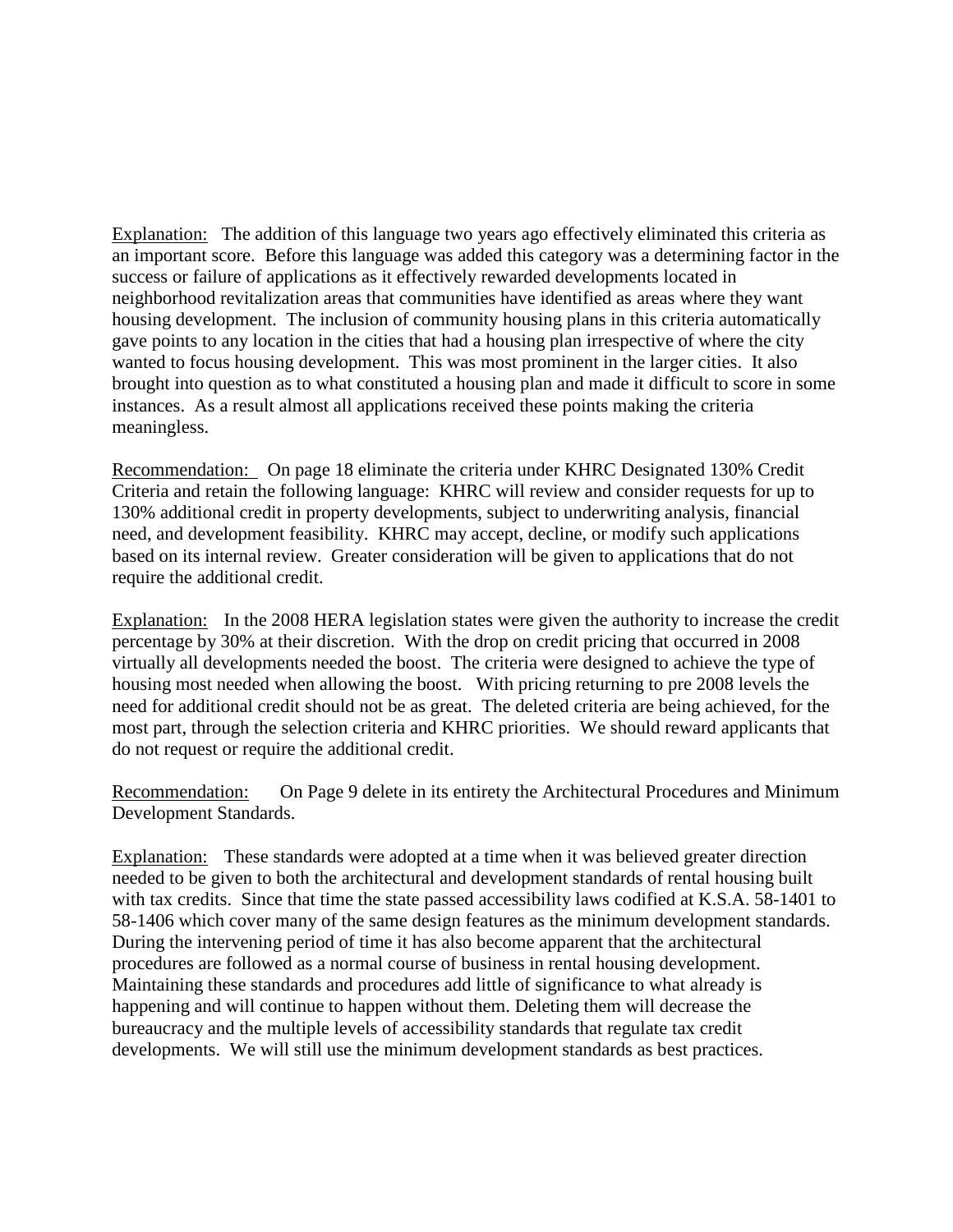Explanation: The addition of this language two years ago effectively eliminated this criteria as an important score. Before this language was added this category was a determining factor in the success or failure of applications as it effectively rewarded developments located in neighborhood revitalization areas that communities have identified as areas where they want housing development. The inclusion of community housing plans in this criteria automatically gave points to any location in the cities that had a housing plan irrespective of where the city wanted to focus housing development. This was most prominent in the larger cities. It also brought into question as to what constituted a housing plan and made it difficult to score in some instances. As a result almost all applications received these points making the criteria meaningless.

Recommendation: On page 18 eliminate the criteria under KHRC Designated 130% Credit Criteria and retain the following language: KHRC will review and consider requests for up to 130% additional credit in property developments, subject to underwriting analysis, financial need, and development feasibility. KHRC may accept, decline, or modify such applications based on its internal review. Greater consideration will be given to applications that do not require the additional credit.

Explanation: In the 2008 HERA legislation states were given the authority to increase the credit percentage by 30% at their discretion. With the drop on credit pricing that occurred in 2008 virtually all developments needed the boost. The criteria were designed to achieve the type of housing most needed when allowing the boost. With pricing returning to pre 2008 levels the need for additional credit should not be as great. The deleted criteria are being achieved, for the most part, through the selection criteria and KHRC priorities. We should reward applicants that do not request or require the additional credit.

Recommendation: On Page 9 delete in its entirety the Architectural Procedures and Minimum Development Standards.

Explanation: These standards were adopted at a time when it was believed greater direction needed to be given to both the architectural and development standards of rental housing built with tax credits. Since that time the state passed accessibility laws codified at K.S.A. 58-1401 to 58-1406 which cover many of the same design features as the minimum development standards. During the intervening period of time it has also become apparent that the architectural procedures are followed as a normal course of business in rental housing development. Maintaining these standards and procedures add little of significance to what already is happening and will continue to happen without them. Deleting them will decrease the bureaucracy and the multiple levels of accessibility standards that regulate tax credit developments. We will still use the minimum development standards as best practices.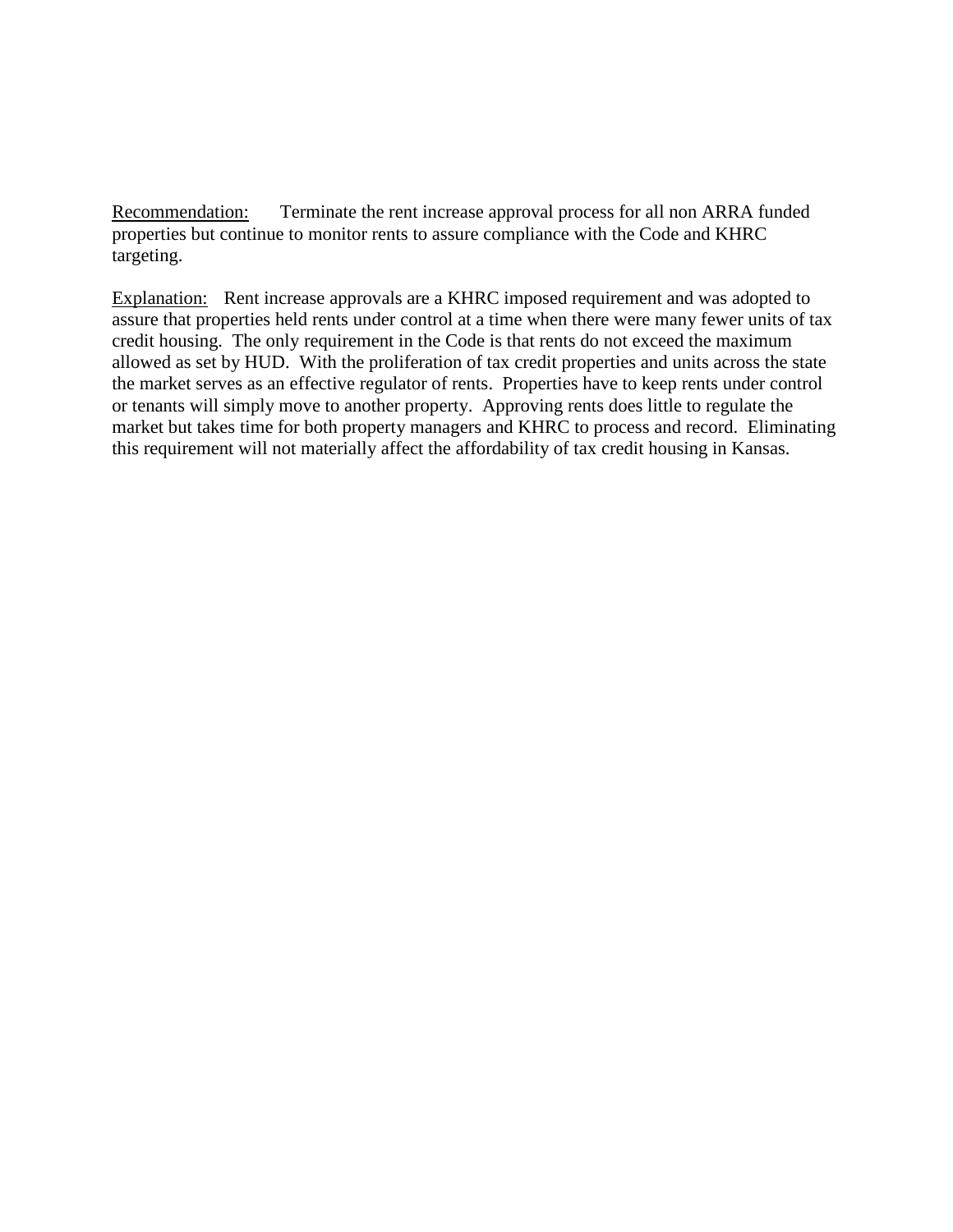Recommendation: Terminate the rent increase approval process for all non ARRA funded properties but continue to monitor rents to assure compliance with the Code and KHRC targeting.

Explanation: Rent increase approvals are a KHRC imposed requirement and was adopted to assure that properties held rents under control at a time when there were many fewer units of tax credit housing. The only requirement in the Code is that rents do not exceed the maximum allowed as set by HUD. With the proliferation of tax credit properties and units across the state the market serves as an effective regulator of rents. Properties have to keep rents under control or tenants will simply move to another property. Approving rents does little to regulate the market but takes time for both property managers and KHRC to process and record. Eliminating this requirement will not materially affect the affordability of tax credit housing in Kansas.